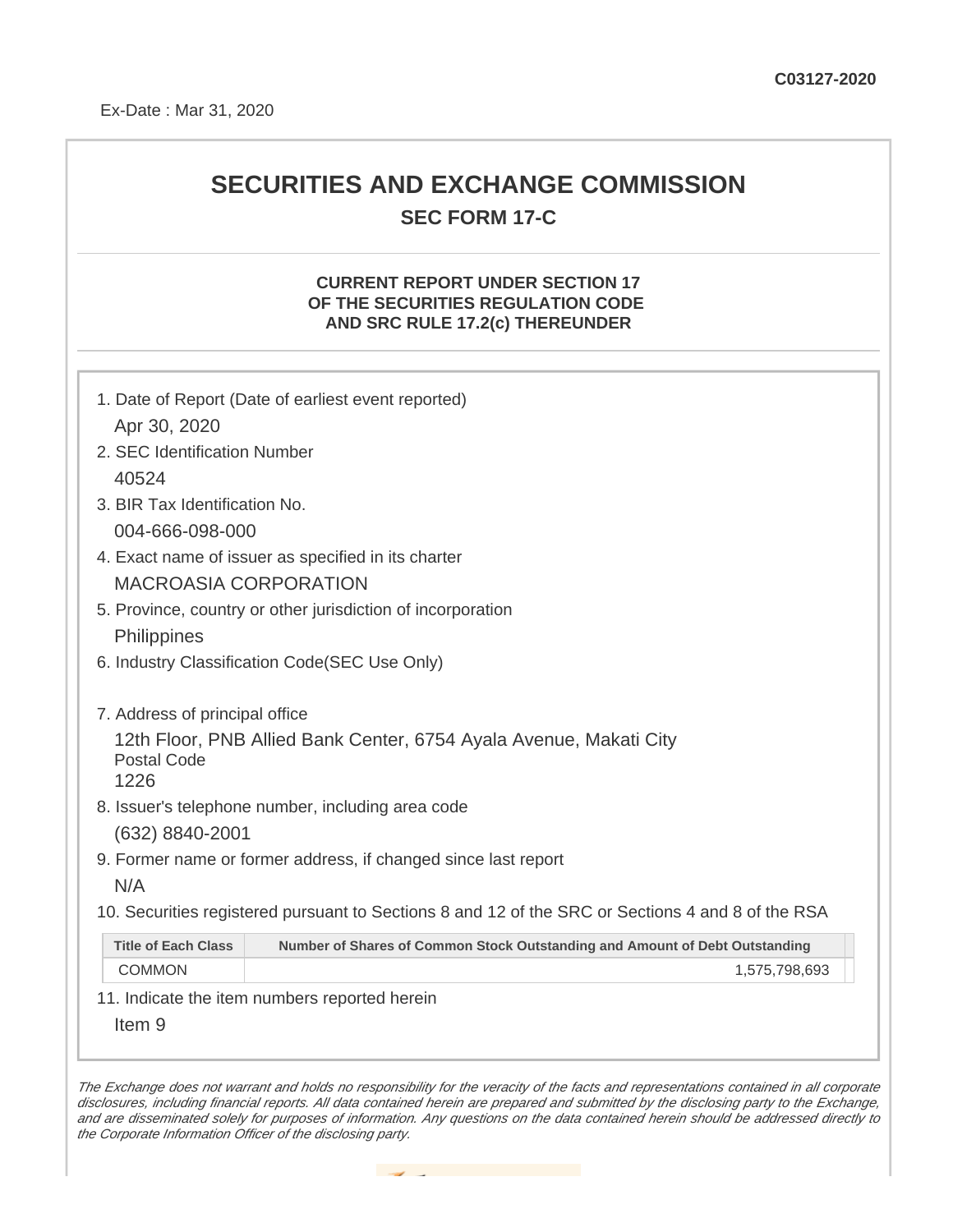C03127-2020

Ex-Date : Mar 31, 2020

# SECURITIES AND EXCHANGE COMMISSION

## SEC FORM 17-C

### CURRENT REPORT UNDER SECTION 17 OF THE SECURITIES REGULATION CODE AND SRC RULE 17.2(c) THEREUNDER

1. Date of Report (Date of earliest event reported)

   Apr 30, 2020

2. SEC Identification Number

   40524

3. BIR Tax Identification No.

   004-666-098-000

4. Exact name of issuer as specified in its charter

   MACROASIA CORPORATION

5. Province, country or other jurisdiction of incorporation

   Philippines

6. Industry Classification Code(SEC Use Only)

7. Address of principal office

   12th Floor, PNB Allied Bank Center, 6754 Ayala Avenue, Makati City
   Postal Code
   1226

8. Issuer's telephone number, including area code

   (632) 8840-2001

9. Former name or former address, if changed since last report

   N/A

10. Securities registered pursuant to Sections 8 and 12 of the SRC or Sections 4 and 8 of the RSA

| Title of Each Class | Number of Shares of Common Stock Outstanding and Amount of Debt Outstanding |
|---|---|
| COMMON | 1,575,798,693 |

11. Indicate the item numbers reported herein

   Item 9

*The Exchange does not warrant and holds no responsibility for the veracity of the facts and representations contained in all corporate disclosures, including financial reports. All data contained herein are prepared and submitted by the disclosing party to the Exchange, and are disseminated solely for purposes of information. Any questions on the data contained herein should be addressed directly to the Corporate Information Officer of the disclosing party.*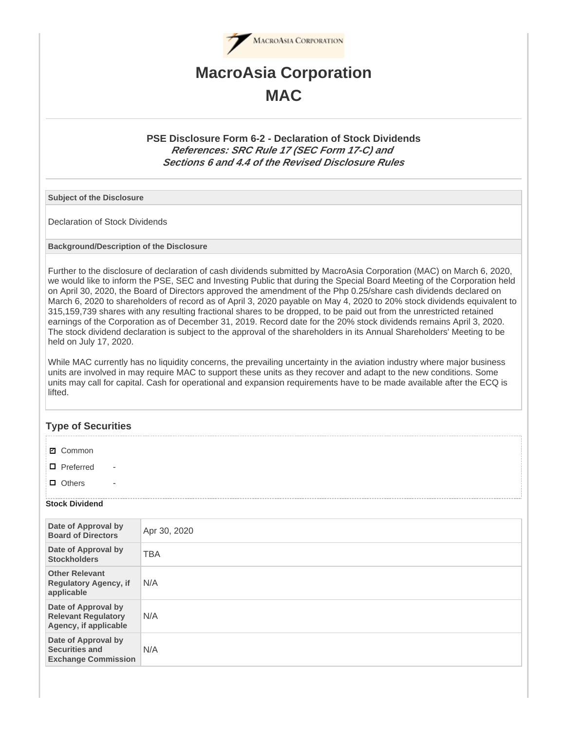# MacroAsia Corporation

## MAC

### PSE Disclosure Form 6-2 - Declaration of Stock Dividends

***References: SRC Rule 17 (SEC Form 17-C) and Sections 6 and 4.4 of the Revised Disclosure Rules***

**Subject of the Disclosure**

Declaration of Stock Dividends

**Background/Description of the Disclosure**

Further to the disclosure of declaration of cash dividends submitted by MacroAsia Corporation (MAC) on March 6, 2020, we would like to inform the PSE, SEC and Investing Public that during the Special Board Meeting of the Corporation held on April 30, 2020, the Board of Directors approved the amendment of the Php 0.25/share cash dividends declared on March 6, 2020 to shareholders of record as of April 3, 2020 payable on May 4, 2020 to 20% stock dividends equivalent to 315,159,739 shares with any resulting fractional shares to be dropped, to be paid out from the unrestricted retained earnings of the Corporation as of December 31, 2019. Record date for the 20% stock dividends remains April 3, 2020. The stock dividend declaration is subject to the approval of the shareholders in its Annual Shareholders' Meeting to be held on July 17, 2020.

While MAC currently has no liquidity concerns, the prevailing uncertainty in the aviation industry where major business units are involved in may require MAC to support these units as they recover and adapt to the new conditions. Some units may call for capital. Cash for operational and expansion requirements have to be made available after the ECQ is lifted.

### Type of Securities

- ☑ Common
- ☐ Preferred -
- ☐ Others -

**Stock Dividend**

| | |
|---|---|
| **Date of Approval by Board of Directors** | Apr 30, 2020 |
| **Date of Approval by Stockholders** | TBA |
| **Other Relevant Regulatory Agency, if applicable** | N/A |
| **Date of Approval by Relevant Regulatory Agency, if applicable** | N/A |
| **Date of Approval by Securities and Exchange Commission** | N/A |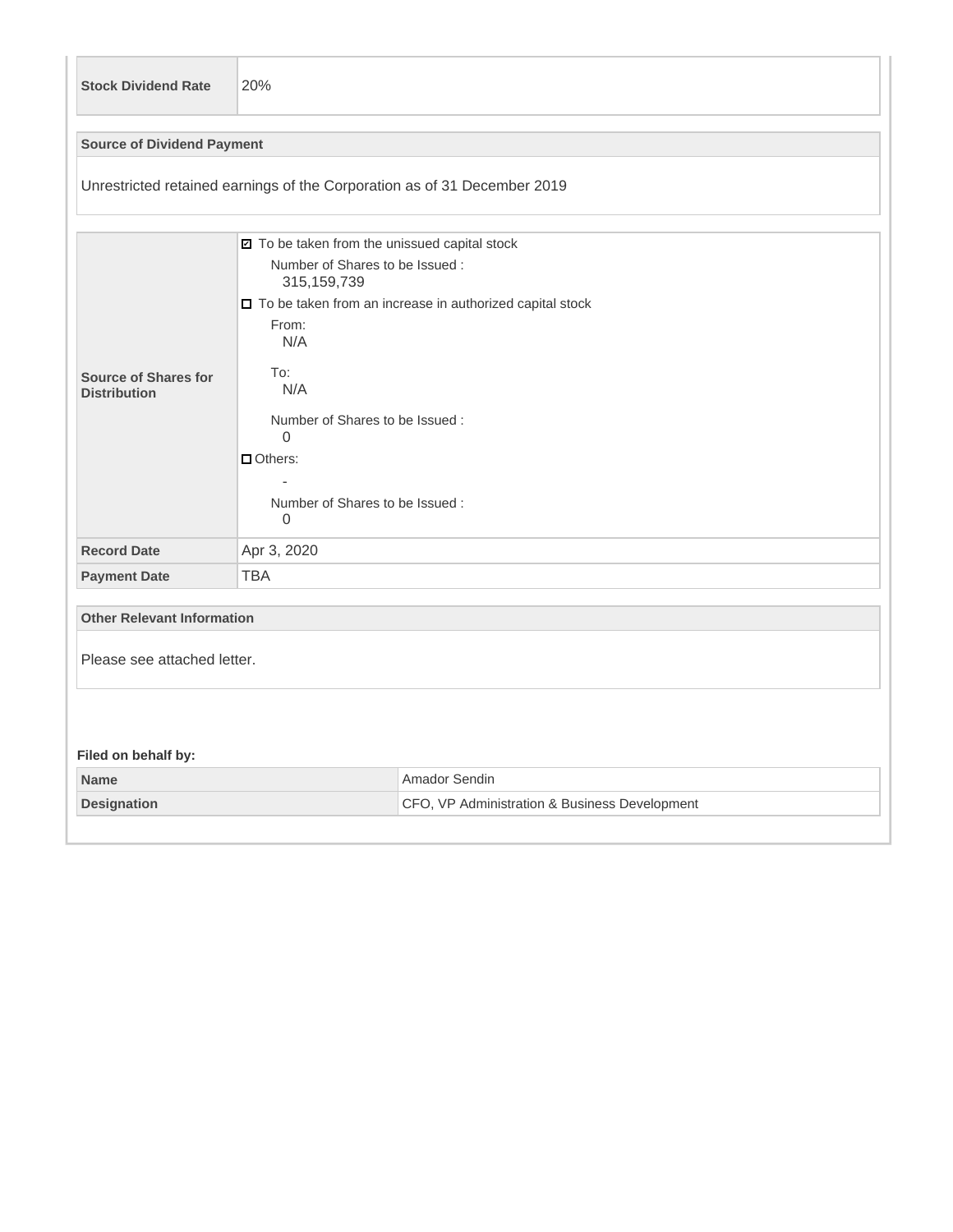| Stock Dividend Rate | 20% |
|---|---|

**Source of Dividend Payment**

Unrestricted retained earnings of the Corporation as of 31 December 2019

| **Source of Shares for Distribution** | ☑ To be taken from the unissued capital stock<br>Number of Shares to be Issued :<br>315,159,739<br>☐ To be taken from an increase in authorized capital stock<br>From:<br>N/A<br>To:<br>N/A<br>Number of Shares to be Issued :<br>0<br>☐ Others:<br>-<br>Number of Shares to be Issued :<br>0 |
|---|---|
| **Record Date** | Apr 3, 2020 |
| **Payment Date** | TBA |

**Other Relevant Information**

Please see attached letter.

**Filed on behalf by:**

| **Name** | Amador Sendin |
|---|---|
| **Designation** | CFO, VP Administration & Business Development |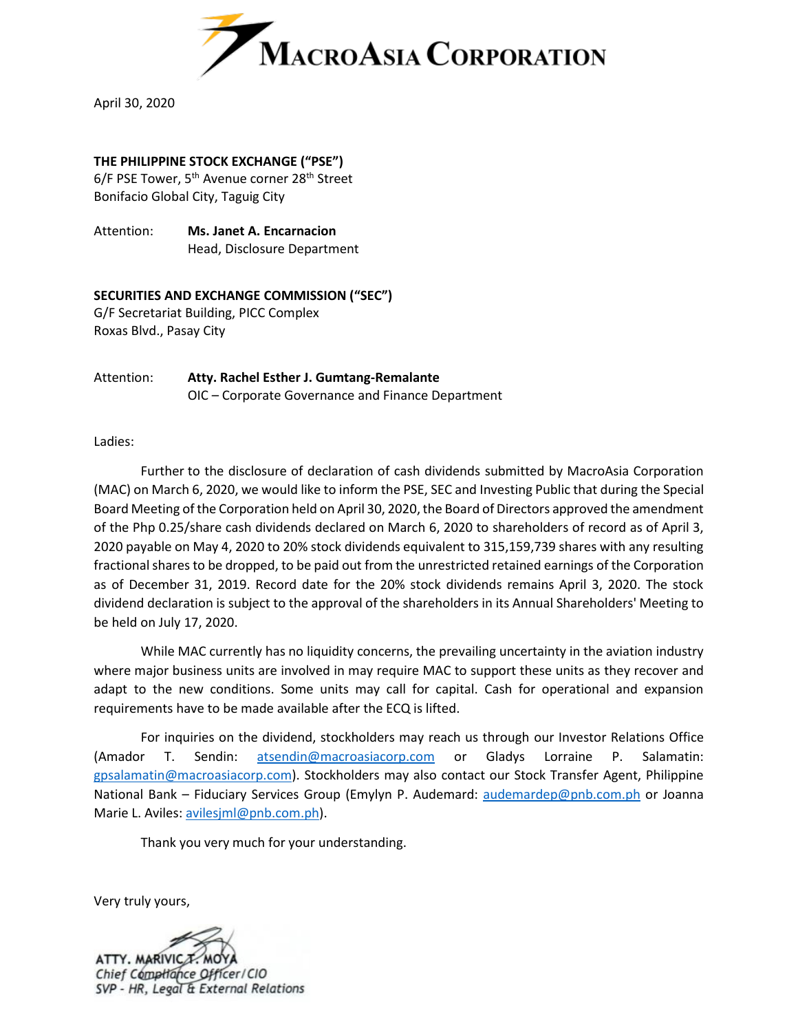# MacroAsia Corporation

April 30, 2020

**THE PHILIPPINE STOCK EXCHANGE ("PSE")**
6/F PSE Tower, 5th Avenue corner 28th Street
Bonifacio Global City, Taguig City

Attention: **Ms. Janet A. Encarnacion**
Head, Disclosure Department

**SECURITIES AND EXCHANGE COMMISSION ("SEC")**
G/F Secretariat Building, PICC Complex
Roxas Blvd., Pasay City

Attention: **Atty. Rachel Esther J. Gumtang-Remalante**
OIC – Corporate Governance and Finance Department

Ladies:

Further to the disclosure of declaration of cash dividends submitted by MacroAsia Corporation (MAC) on March 6, 2020, we would like to inform the PSE, SEC and Investing Public that during the Special Board Meeting of the Corporation held on April 30, 2020, the Board of Directors approved the amendment of the Php 0.25/share cash dividends declared on March 6, 2020 to shareholders of record as of April 3, 2020 payable on May 4, 2020 to 20% stock dividends equivalent to 315,159,739 shares with any resulting fractional shares to be dropped, to be paid out from the unrestricted retained earnings of the Corporation as of December 31, 2019. Record date for the 20% stock dividends remains April 3, 2020. The stock dividend declaration is subject to the approval of the shareholders in its Annual Shareholders' Meeting to be held on July 17, 2020.

While MAC currently has no liquidity concerns, the prevailing uncertainty in the aviation industry where major business units are involved in may require MAC to support these units as they recover and adapt to the new conditions. Some units may call for capital. Cash for operational and expansion requirements have to be made available after the ECQ is lifted.

For inquiries on the dividend, stockholders may reach us through our Investor Relations Office (Amador T. Sendin: atsendin@macroasiacorp.com or Gladys Lorraine P. Salamatin: gpsalamatin@macroasiacorp.com). Stockholders may also contact our Stock Transfer Agent, Philippine National Bank – Fiduciary Services Group (Emylyn P. Audemard: audemardep@pnb.com.ph or Joanna Marie L. Aviles: avilesjml@pnb.com.ph).

Thank you very much for your understanding.

Very truly yours,

**ATTY. MARIVIC T. MOYA**
*Chief Compliance Officer/CIO*
*SVP - HR, Legal & External Relations*